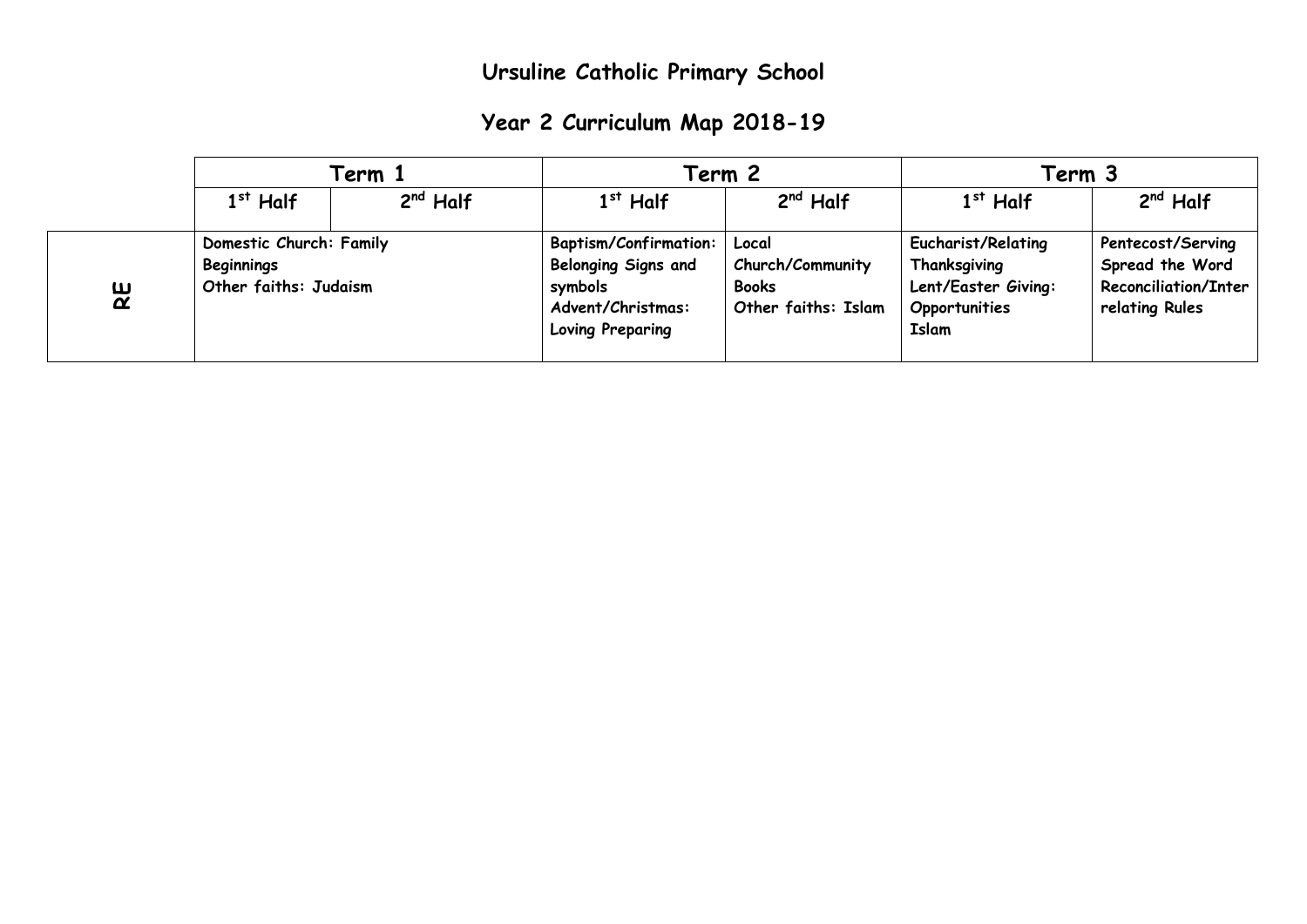# Ursuline Catholic Primary School

## Year 2 Curriculum Map 2018-19

| | Term 1 | | Term 2 | | Term 3 | |
|---|---|---|---|---|---|---|
| | 1st Half | 2nd Half | 1st Half | 2nd Half | 1st Half | 2nd Half |
| **RE** | **Domestic Church: Family Beginnings**<br>**Other faiths: Judaism** | | **Baptism/Confirmation: Belonging Signs and symbols**<br>**Advent/Christmas: Loving Preparing** | **Local Church/Community Books**<br>**Other faiths: Islam** | **Eucharist/Relating Thanksgiving**<br>**Lent/Easter Giving: Opportunities**<br>**Islam** | **Pentecost/Serving Spread the Word**<br>**Reconciliation/Interrelating Rules** |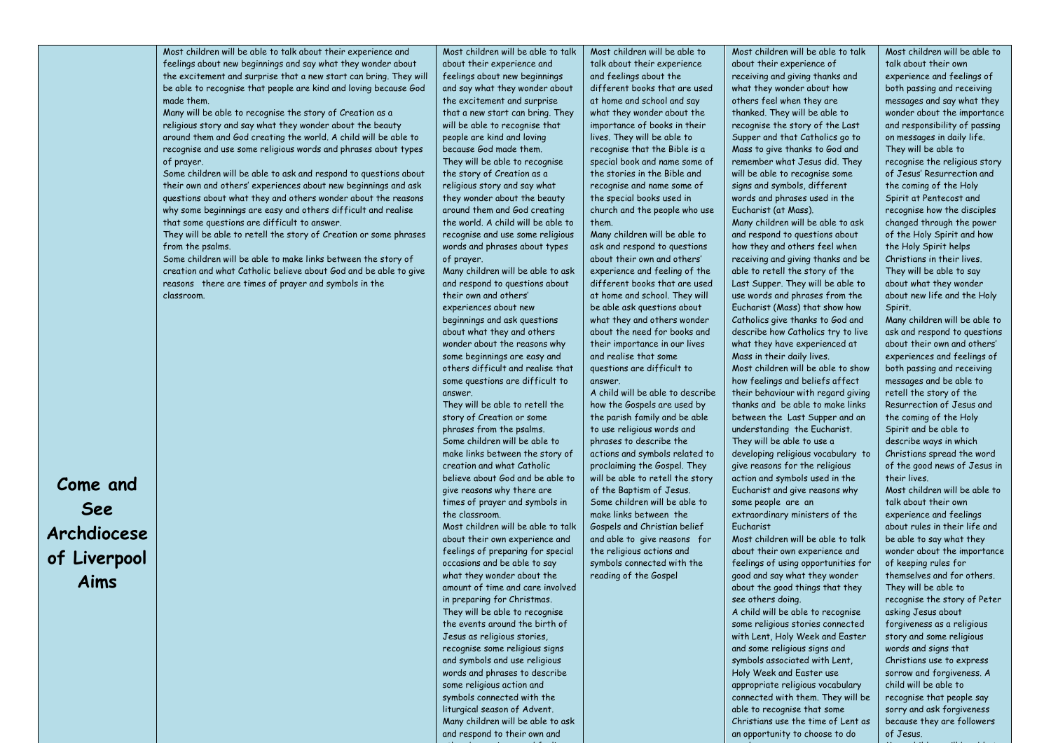| | | | | | |
|---|---|---|---|---|---|
| **Come and See Archdiocese of Liverpool Aims** | Most children will be able to talk about their experience and feelings about new beginnings and say what they wonder about the excitement and surprise that a new start can bring. They will be able to recognise that people are kind and loving because God made them.<br>Many will be able to recognise the story of Creation as a religious story and say what they wonder about the beauty around them and God creating the world. A child will be able to recognise and use some religious words and phrases about types of prayer.<br>Some children will be able to ask and respond to questions about their own and others' experiences about new beginnings and ask questions about what they and others wonder about the reasons why some beginnings are easy and others difficult and realise that some questions are difficult to answer.<br>They will be able to retell the story of Creation or some phrases from the psalms.<br>Some children will be able to make links between the story of creation and what Catholic believe about God and be able to give reasons there are times of prayer and symbols in the classroom. | Most children will be able to talk about their experience and feelings about new beginnings and say what they wonder about the excitement and surprise that a new start can bring. They will be able to recognise that people are kind and loving because God made them.<br>They will be able to recognise the story of Creation as a religious story and say what they wonder about the beauty around them and God creating the world. A child will be able to recognise and use some religious words and phrases about types of prayer.<br>Many children will be able to ask and respond to questions about their own and others' experiences about new beginnings and ask questions about what they and others wonder about the reasons why some beginnings are easy and others difficult and realise that some questions are difficult to answer.<br>They will be able to retell the story of Creation or some phrases from the psalms.<br>Some children will be able to make links between the story of creation and what Catholic believe about God and be able to give reasons why there are times of prayer and symbols in the classroom.<br>Most children will be able to talk about their own experience and feelings of preparing for special occasions and be able to say what they wonder about the amount of time and care involved in preparing for Christmas.<br>They will be able to recognise the events around the birth of Jesus as religious stories, recognise some religious signs and symbols and use religious words and phrases to describe some religious action and symbols connected with the liturgical season of Advent.<br>Many children will be able to ask and respond to their own and | Most children will be able to talk about their experience and feelings about the different books that are used at home and school and say what they wonder about the importance of books in their lives. They will be able to recognise that the Bible is a special book and name some of the stories in the Bible and recognise and name some of the special books used in church and the people who use them.<br>Many children will be able to ask and respond to questions about their own and others' experience and feeling of the different books that are used at home and school. They will be able ask questions about what they and others wonder about the need for books and their importance in our lives and realise that some questions are difficult to answer.<br>A child will be able to describe how the Gospels are used by the parish family and be able to use religious words and phrases to describe the actions and symbols related to proclaiming the Gospel. They will be able to retell the story of the Baptism of Jesus.<br>Some children will be able to make links between the Gospels and Christian belief and able to give reasons for the religious actions and symbols connected with the reading of the Gospel | Most children will be able to talk about their experience of receiving and giving thanks and what they wonder about how others feel when they are thanked. They will be able to recognise the story of the Last Supper and that Catholics go to Mass to give thanks to God and remember what Jesus did. They will be able to recognise some signs and symbols, different words and phrases used in the Eucharist (at Mass).<br>Many children will be able to ask and respond to questions about how they and others feel when receiving and giving thanks and be able to retell the story of the Last Supper. They will be able to use words and phrases from the Eucharist (Mass) that show how Catholics give thanks to God and describe how Catholics try to live what they have experienced at Mass in their daily lives.<br>Most children will be able to show how feelings and beliefs affect their behaviour with regard giving thanks and be able to make links between the Last Supper and an understanding the Eucharist.<br>They will be able to use a developing religious vocabulary to give reasons for the religious action and symbols used in the Eucharist and give reasons why some people are an extraordinary ministers of the Eucharist<br>Most children will be able to talk about their own experience and feelings of using opportunities for good and say what they wonder about the good things that they see others doing.<br>A child will be able to recognise some religious stories connected with Lent, Holy Week and Easter and some religious signs and symbols associated with Lent, Holy Week and Easter use appropriate religious vocabulary connected with them. They will be able to recognise that some Christians use the time of Lent as an opportunity to choose to do | Most children will be able to talk about their own experience and feelings of both passing and receiving messages and say what they wonder about the importance and responsibility of passing on messages in daily life.<br>They will be able to recognise the religious story of Jesus' Resurrection and the coming of the Holy Spirit at Pentecost and recognise how the disciples changed through the power of the Holy Spirit and how the Holy Spirit helps Christians in their lives.<br>They will be able to say about what they wonder about new life and the Holy Spirit.<br>Many children will be able to ask and respond to questions about their own and others' experiences and feelings of both passing and receiving messages and be able to retell the story of the Resurrection of Jesus and the coming of the Holy Spirit and be able to describe ways in which Christians spread the word of the good news of Jesus in their lives.<br>Most children will be able to talk about their own experience and feelings about rules in their life and be able to say what they wonder about the importance of keeping rules for themselves and for others.<br>They will be able to recognise the story of Peter asking Jesus about forgiveness as a religious story and some religious words and signs that Christians use to express sorrow and forgiveness. A child will be able to recognise that people say sorry and ask forgiveness because they are followers of Jesus. |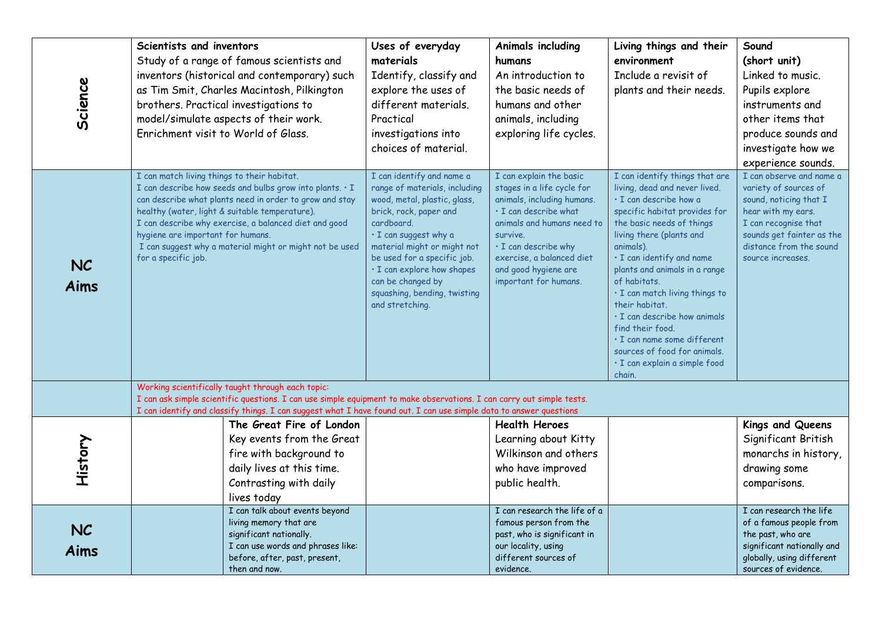| | | | | | | |
|---|---|---|---|---|---|---|
| **Science** | **Scientists and inventors**<br>Study of a range of famous scientists and inventors (historical and contemporary) such as Tim Smit, Charles Macintosh, Pilkington brothers. Practical investigations to model/simulate aspects of their work. Enrichment visit to World of Glass. | | **Uses of everyday materials**<br>Identify, classify and explore the uses of different materials. Practical investigations into choices of material. | **Animals including humans**<br>An introduction to the basic needs of humans and other animals, including exploring life cycles. | **Living things and their environment**<br>Include a revisit of plants and their needs. | **Sound (short unit)**<br>Linked to music. Pupils explore instruments and other items that produce sounds and investigate how we experience sounds. |
| **NC Aims** | I can match living things to their habitat.<br>I can describe how seeds and bulbs grow into plants. • I can describe what plants need in order to grow and stay healthy (water, light & suitable temperature).<br>I can describe why exercise, a balanced diet and good hygiene are important for humans.<br>I can suggest why a material might or might not be used for a specific job. | | I can identify and name a range of materials, including wood, metal, plastic, glass, brick, rock, paper and cardboard.<br>• I can suggest why a material might or might not be used for a specific job.<br>• I can explore how shapes can be changed by squashing, bending, twisting and stretching. | I can explain the basic stages in a life cycle for animals, including humans.<br>• I can describe what animals and humans need to survive.<br>• I can describe why exercise, a balanced diet and good hygiene are important for humans. | I can identify things that are living, dead and never lived.<br>• I can describe how a specific habitat provides for the basic needs of things living there (plants and animals).<br>• I can identify and name plants and animals in a range of habitats.<br>• I can match living things to their habitat.<br>• I can describe how animals find their food.<br>• I can name some different sources of food for animals.<br>• I can explain a simple food chain. | I can observe and name a variety of sources of sound, noticing that I hear with my ears.<br>I can recognise that sounds get fainter as the distance from the sound source increases. |
| | Working scientifically taught through each topic:<br>I can ask simple scientific questions. I can use simple equipment to make observations. I can carry out simple tests.<br>I can identify and classify things. I can suggest what I have found out. I can use simple data to answer questions | | | | | |
| **History** | | **The Great Fire of London**<br>Key events from the Great fire with background to daily lives at this time. Contrasting with daily lives today | | **Health Heroes**<br>Learning about Kitty Wilkinson and others who have improved public health. | | **Kings and Queens**<br>Significant British monarchs in history, drawing some comparisons. |
| **NC Aims** | | I can talk about events beyond living memory that are significant nationally.<br>I can use words and phrases like: before, after, past, present, then and now. | | I can research the life of a famous person from the past, who is significant in our locality, using different sources of evidence. | | I can research the life of a famous people from the past, who are significant nationally and globally, using different sources of evidence. |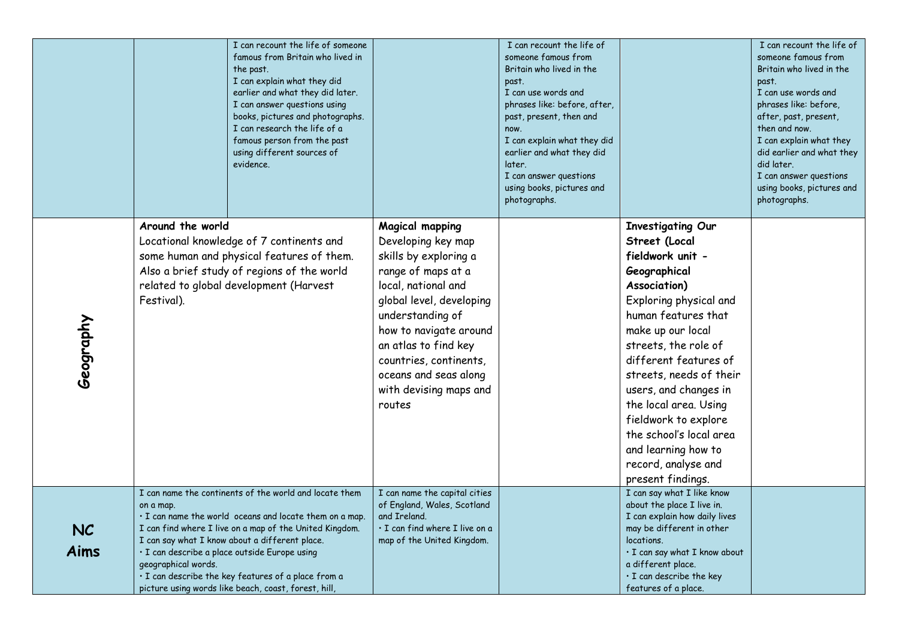| | | | | | | |
|---|---|---|---|---|---|---|
| | | I can recount the life of someone famous from Britain who lived in the past.<br>I can explain what they did earlier and what they did later.<br>I can answer questions using books, pictures and photographs.<br>I can research the life of a famous person from the past using different sources of evidence. | | I can recount the life of someone famous from Britain who lived in the past.<br>I can use words and phrases like: before, after, past, present, then and now.<br>I can explain what they did earlier and what they did later.<br>I can answer questions using books, pictures and photographs. | | I can recount the life of someone famous from Britain who lived in the past.<br>I can use words and phrases like: before, after, past, present, then and now.<br>I can explain what they did earlier and what they did later.<br>I can answer questions using books, pictures and photographs. |
| **Geography** | **Around the world**<br>Locational knowledge of 7 continents and some human and physical features of them. Also a brief study of regions of the world related to global development (Harvest Festival). | | **Magical mapping**<br>Developing key map skills by exploring a range of maps at a local, national and global level, developing understanding of how to navigate around an atlas to find key countries, continents, oceans and seas along with devising maps and routes | | **Investigating Our Street (Local fieldwork unit - Geographical Association)**<br>Exploring physical and human features that make up our local streets, the role of different features of streets, needs of their users, and changes in the local area. Using fieldwork to explore the school's local area and learning how to record, analyse and present findings. | |
| **NC Aims** | I can name the continents of the world and locate them on a map.<br>• I can name the world oceans and locate them on a map.<br>I can find where I live on a map of the United Kingdom.<br>I can say what I know about a different place.<br>• I can describe a place outside Europe using geographical words.<br>• I can describe the key features of a place from a picture using words like beach, coast, forest, hill, | | I can name the capital cities of England, Wales, Scotland and Ireland.<br>• I can find where I live on a map of the United Kingdom. | | I can say what I like know about the place I live in.<br>I can explain how daily lives may be different in other locations.<br>• I can say what I know about a different place.<br>• I can describe the key features of a place. | |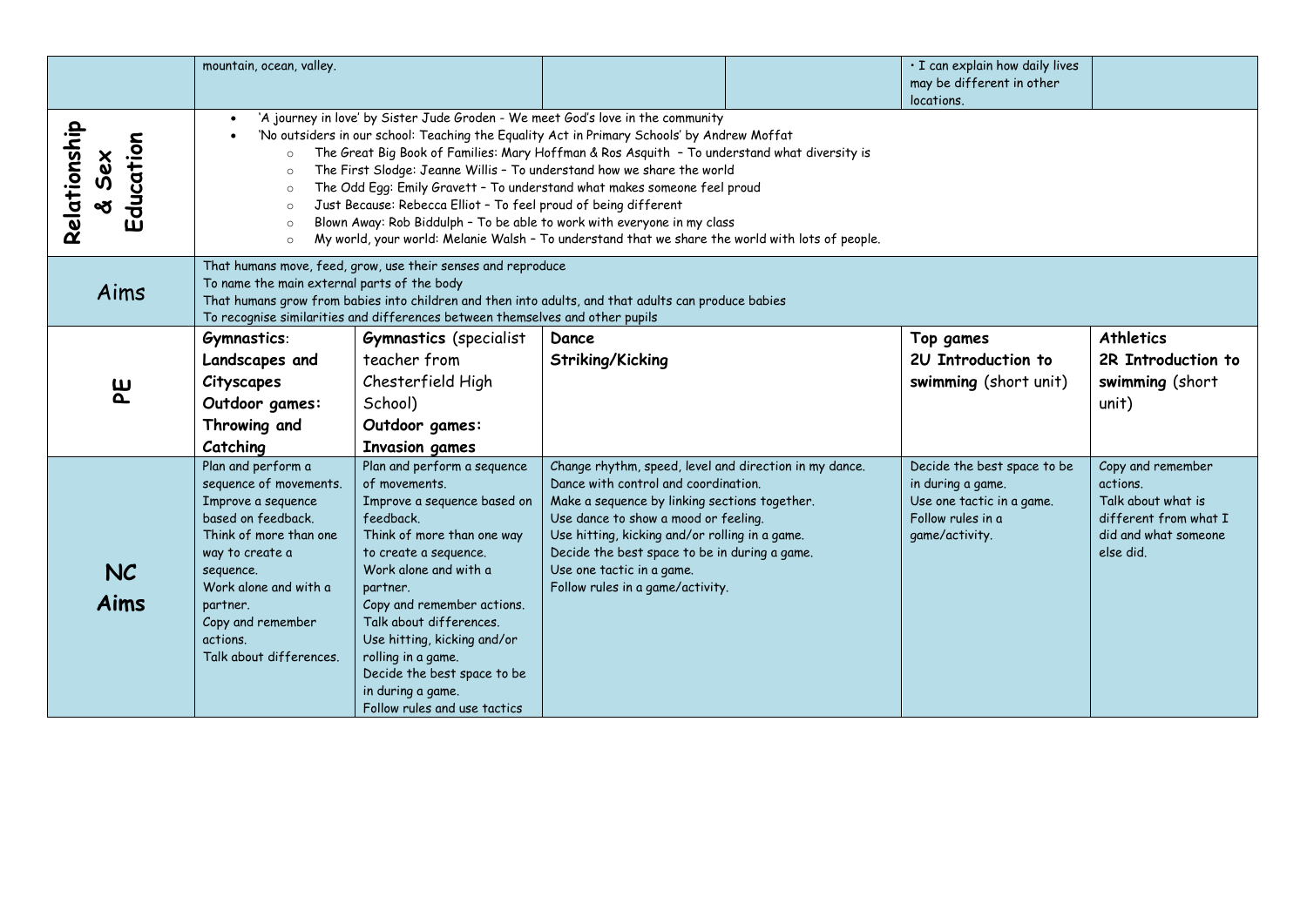| | | | | | | |
|---|---|---|---|---|---|---|
| | mountain, ocean, valley. | | | | • I can explain how daily lives may be different in other locations. | |
| **Relationship & Sex Education** | • 'A journey in love' by Sister Jude Groden - We meet God's love in the community<br>• 'No outsiders in our school: Teaching the Equality Act in Primary Schools' by Andrew Moffat<br>&nbsp;&nbsp;○ The Great Big Book of Families: Mary Hoffman & Ros Asquith – To understand what diversity is<br>&nbsp;&nbsp;○ The First Slodge: Jeanne Willis – To understand how we share the world<br>&nbsp;&nbsp;○ The Odd Egg: Emily Gravett – To understand what makes someone feel proud<br>&nbsp;&nbsp;○ Just Because: Rebecca Elliot – To feel proud of being different<br>&nbsp;&nbsp;○ Blown Away: Rob Biddulph – To be able to work with everyone in my class<br>&nbsp;&nbsp;○ My world, your world: Melanie Walsh – To understand that we share the world with lots of people. | | | | | |
| **Aims** | That humans move, feed, grow, use their senses and reproduce<br>To name the main external parts of the body<br>That humans grow from babies into children and then into adults, and that adults can produce babies<br>To recognise similarities and differences between themselves and other pupils | | | | | |
| **PE** | **Gymnastics**: **Landscapes and Cityscapes**<br>**Outdoor games: Throwing and Catching** | **Gymnastics** (specialist teacher from Chesterfield High School)<br>**Outdoor games: Invasion games** | **Dance**<br>**Striking/Kicking** | | **Top games**<br>**2U Introduction to swimming** (short unit) | **Athletics**<br>**2R Introduction to swimming** (short unit) |
| **NC Aims** | Plan and perform a sequence of movements.<br>Improve a sequence based on feedback.<br>Think of more than one way to create a sequence.<br>Work alone and with a partner.<br>Copy and remember actions.<br>Talk about differences. | Plan and perform a sequence of movements.<br>Improve a sequence based on feedback.<br>Think of more than one way to create a sequence.<br>Work alone and with a partner.<br>Copy and remember actions.<br>Talk about differences.<br>Use hitting, kicking and/or rolling in a game.<br>Decide the best space to be in during a game.<br>Follow rules and use tactics | Change rhythm, speed, level and direction in my dance.<br>Dance with control and coordination.<br>Make a sequence by linking sections together.<br>Use dance to show a mood or feeling.<br>Use hitting, kicking and/or rolling in a game.<br>Decide the best space to be in during a game.<br>Use one tactic in a game.<br>Follow rules in a game/activity. | | Decide the best space to be in during a game.<br>Use one tactic in a game.<br>Follow rules in a game/activity. | Copy and remember actions.<br>Talk about what is different from what I did and what someone else did. |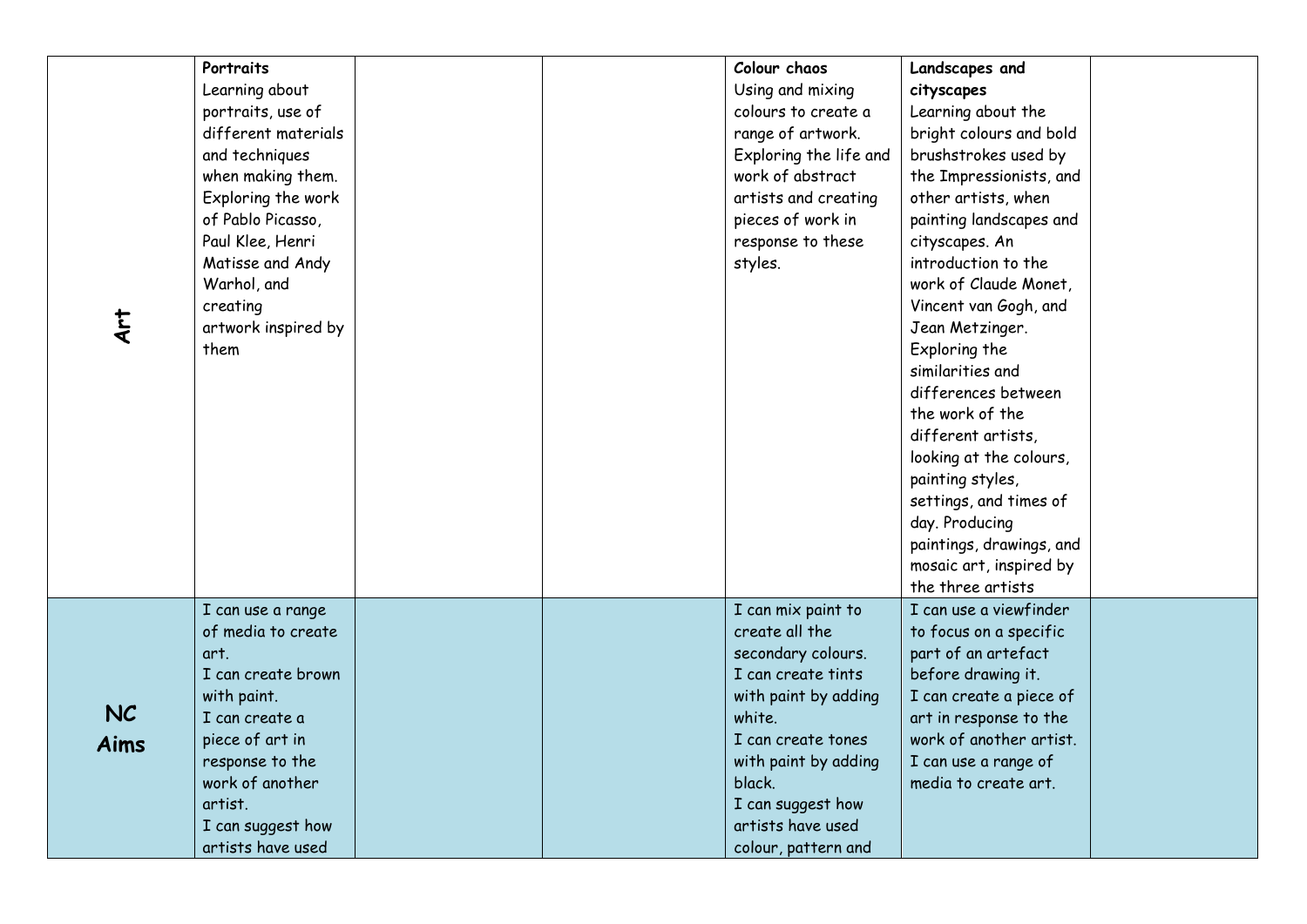| | | | | | | |
|---|---|---|---|---|---|---|
| **Art** | **Portraits**<br>Learning about portraits, use of different materials and techniques when making them. Exploring the work of Pablo Picasso, Paul Klee, Henri Matisse and Andy Warhol, and creating artwork inspired by them | | | **Colour chaos**<br>Using and mixing colours to create a range of artwork. Exploring the life and work of abstract artists and creating pieces of work in response to these styles. | **Landscapes and cityscapes**<br>Learning about the bright colours and bold brushstrokes used by the Impressionists, and other artists, when painting landscapes and cityscapes. An introduction to the work of Claude Monet, Vincent van Gogh, and Jean Metzinger. Exploring the similarities and differences between the work of the different artists, looking at the colours, painting styles, settings, and times of day. Producing paintings, drawings, and mosaic art, inspired by the three artists | |
| **NC Aims** | I can use a range of media to create art.<br>I can create brown with paint.<br>I can create a piece of art in response to the work of another artist.<br>I can suggest how artists have used | | | I can mix paint to create all the secondary colours.<br>I can create tints with paint by adding white.<br>I can create tones with paint by adding black.<br>I can suggest how artists have used colour, pattern and | I can use a viewfinder to focus on a specific part of an artefact before drawing it.<br>I can create a piece of art in response to the work of another artist.<br>I can use a range of media to create art. | |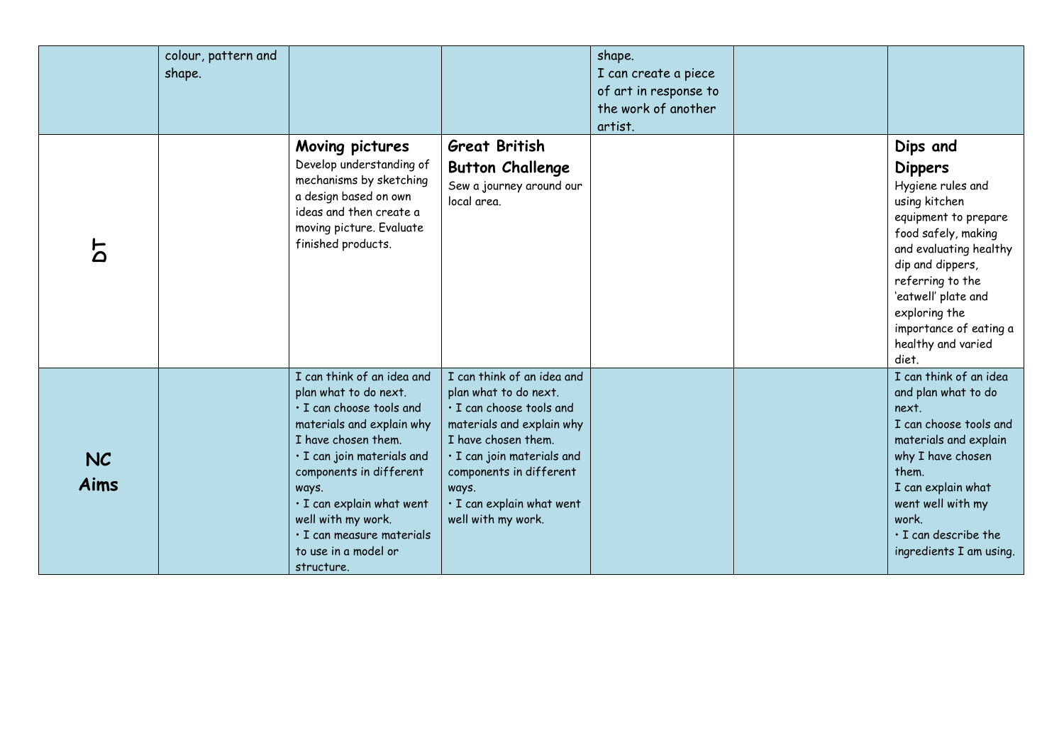| | | | | | | |
|---|---|---|---|---|---|---|
| | colour, pattern and shape. | | | shape.<br>I can create a piece of art in response to the work of another artist. | | |
| **DT** | | **Moving pictures**<br>Develop understanding of mechanisms by sketching a design based on own ideas and then create a moving picture. Evaluate finished products. | **Great British Button Challenge**<br>Sew a journey around our local area. | | | **Dips and Dippers**<br>Hygiene rules and using kitchen equipment to prepare food safely, making and evaluating healthy dip and dippers, referring to the 'eatwell' plate and exploring the importance of eating a healthy and varied diet. |
| **NC Aims** | | I can think of an idea and plan what to do next.<br>• I can choose tools and materials and explain why I have chosen them.<br>• I can join materials and components in different ways.<br>• I can explain what went well with my work.<br>• I can measure materials to use in a model or structure. | I can think of an idea and plan what to do next.<br>• I can choose tools and materials and explain why I have chosen them.<br>• I can join materials and components in different ways.<br>• I can explain what went well with my work. | | | I can think of an idea and plan what to do next.<br>I can choose tools and materials and explain why I have chosen them.<br>I can explain what went well with my work.<br>• I can describe the ingredients I am using. |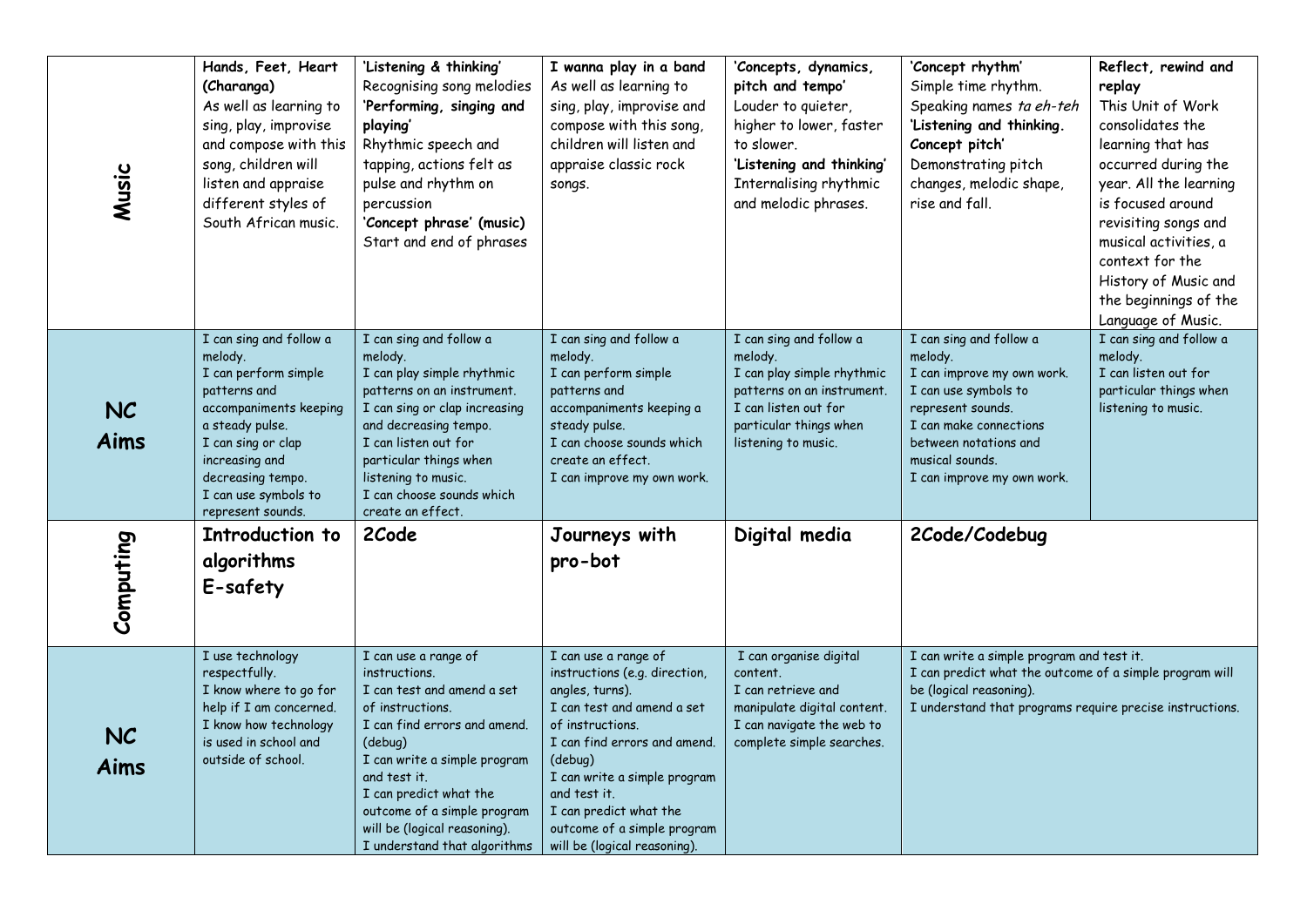| | | | | | | |
|---|---|---|---|---|---|---|
| **Music** | **Hands, Feet, Heart (Charanga)**<br>As well as learning to sing, play, improvise and compose with this song, children will listen and appraise different styles of South African music. | **'Listening & thinking'**<br>Recognising song melodies<br>**'Performing, singing and playing'**<br>Rhythmic speech and tapping, actions felt as pulse and rhythm on percussion<br>**'Concept phrase' (music)**<br>Start and end of phrases | **I wanna play in a band**<br>As well as learning to sing, play, improvise and compose with this song, children will listen and appraise classic rock songs. | **'Concepts, dynamics, pitch and tempo'**<br>Louder to quieter, higher to lower, faster to slower.<br>**'Listening and thinking'**<br>Internalising rhythmic and melodic phrases. | **'Concept rhythm'**<br>Simple time rhythm. Speaking names *ta eh-teh*<br>**'Listening and thinking. Concept pitch'**<br>Demonstrating pitch changes, melodic shape, rise and fall. | **Reflect, rewind and replay**<br>This Unit of Work consolidates the learning that has occurred during the year. All the learning is focused around revisiting songs and musical activities, a context for the History of Music and the beginnings of the Language of Music. |
| **NC Aims** | I can sing and follow a melody.<br>I can perform simple patterns and accompaniments keeping a steady pulse.<br>I can sing or clap increasing and decreasing tempo.<br>I can use symbols to represent sounds. | I can sing and follow a melody.<br>I can play simple rhythmic patterns on an instrument.<br>I can sing or clap increasing and decreasing tempo.<br>I can listen out for particular things when listening to music.<br>I can choose sounds which create an effect. | I can sing and follow a melody.<br>I can perform simple patterns and accompaniments keeping a steady pulse.<br>I can choose sounds which create an effect.<br>I can improve my own work. | I can sing and follow a melody.<br>I can play simple rhythmic patterns on an instrument.<br>I can listen out for particular things when listening to music. | I can sing and follow a melody.<br>I can improve my own work.<br>I can use symbols to represent sounds.<br>I can make connections between notations and musical sounds.<br>I can improve my own work. | I can sing and follow a melody.<br>I can listen out for particular things when listening to music. |
| **Computing** | **Introduction to algorithms**<br>**E-safety** | **2Code** | **Journeys with pro-bot** | **Digital media** | **2Code/Codebug** | |
| **NC Aims** | I use technology respectfully.<br>I know where to go for help if I am concerned.<br>I know how technology is used in school and outside of school. | I can use a range of instructions.<br>I can test and amend a set of instructions.<br>I can find errors and amend. (debug)<br>I can write a simple program and test it.<br>I can predict what the outcome of a simple program will be (logical reasoning).<br>I understand that algorithms | I can use a range of instructions (e.g. direction, angles, turns).<br>I can test and amend a set of instructions.<br>I can find errors and amend. (debug)<br>I can write a simple program and test it.<br>I can predict what the outcome of a simple program will be (logical reasoning). | I can organise digital content.<br>I can retrieve and manipulate digital content.<br>I can navigate the web to complete simple searches. | I can write a simple program and test it.<br>I can predict what the outcome of a simple program will be (logical reasoning).<br>I understand that programs require precise instructions. | |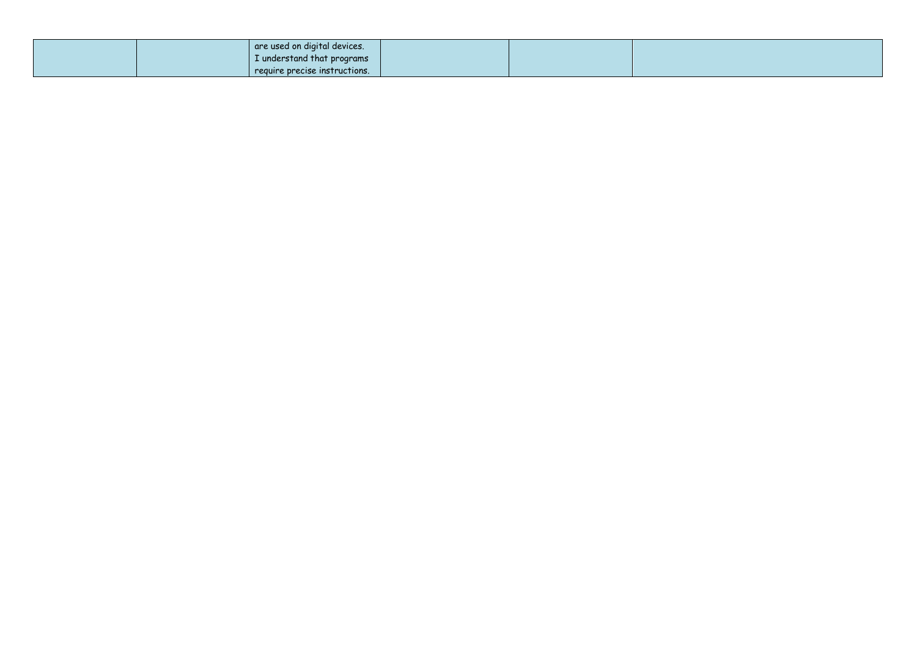| | | are used on digital devices. I understand that programs require precise instructions. | | | |
|---|---|---|---|---|---|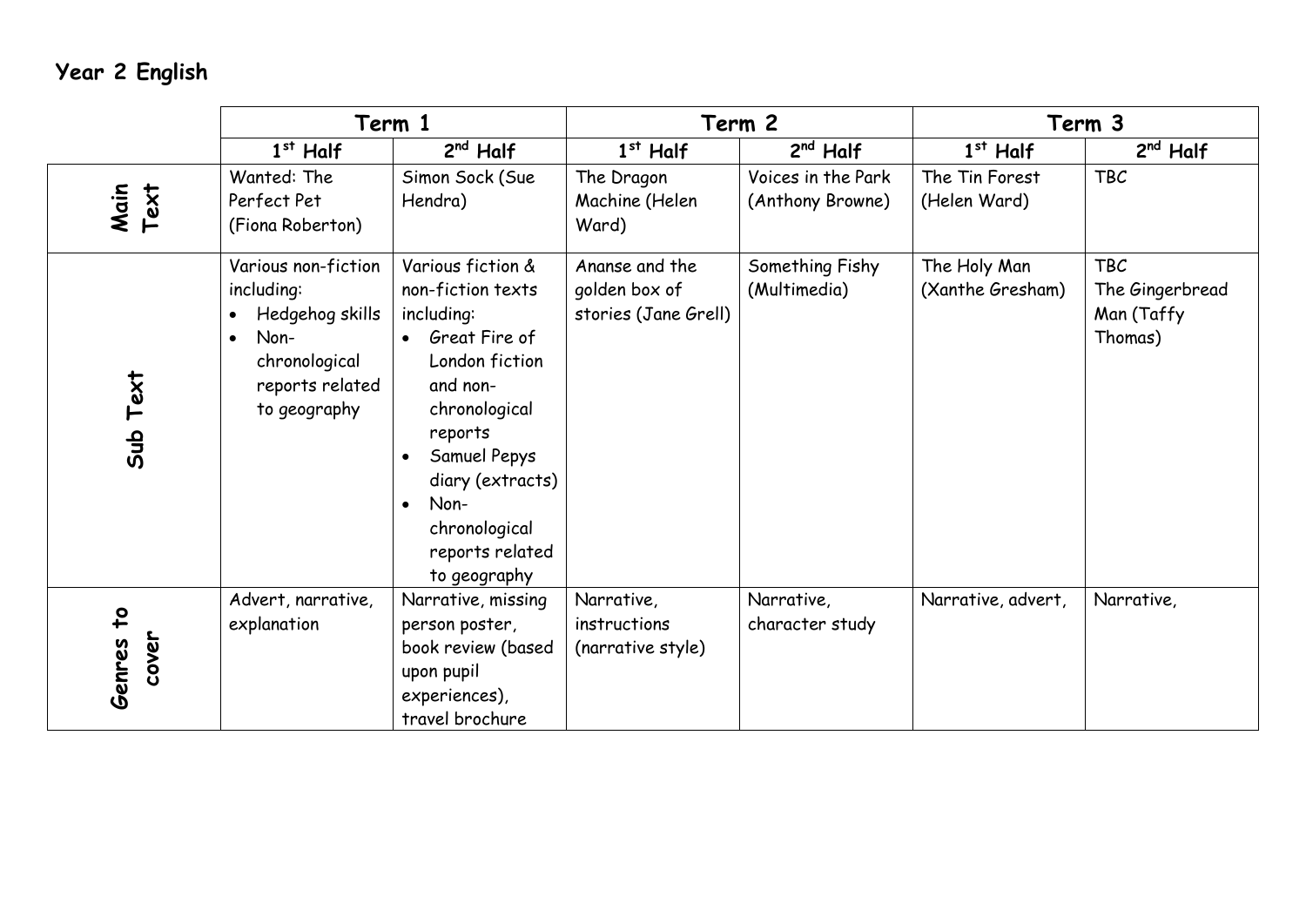# Year 2 English

| | Term 1 | | Term 2 | | Term 3 | |
|---|---|---|---|---|---|---|
| | 1st Half | 2nd Half | 1st Half | 2nd Half | 1st Half | 2nd Half |
| **Main Text** | Wanted: The Perfect Pet (Fiona Roberton) | Simon Sock (Sue Hendra) | The Dragon Machine (Helen Ward) | Voices in the Park (Anthony Browne) | The Tin Forest (Helen Ward) | TBC |
| **Sub Text** | Various non-fiction including:<br>• Hedgehog skills<br>• Non-chronological reports related to geography | Various fiction & non-fiction texts including:<br>• Great Fire of London fiction and non-chronological reports<br>• Samuel Pepys diary (extracts)<br>• Non-chronological reports related to geography | Ananse and the golden box of stories (Jane Grell) | Something Fishy (Multimedia) | The Holy Man (Xanthe Gresham) | TBC<br>The Gingerbread Man (Taffy Thomas) |
| **Genres to cover** | Advert, narrative, explanation | Narrative, missing person poster, book review (based upon pupil experiences), travel brochure | Narrative, instructions (narrative style) | Narrative, character study | Narrative, advert, | Narrative, |